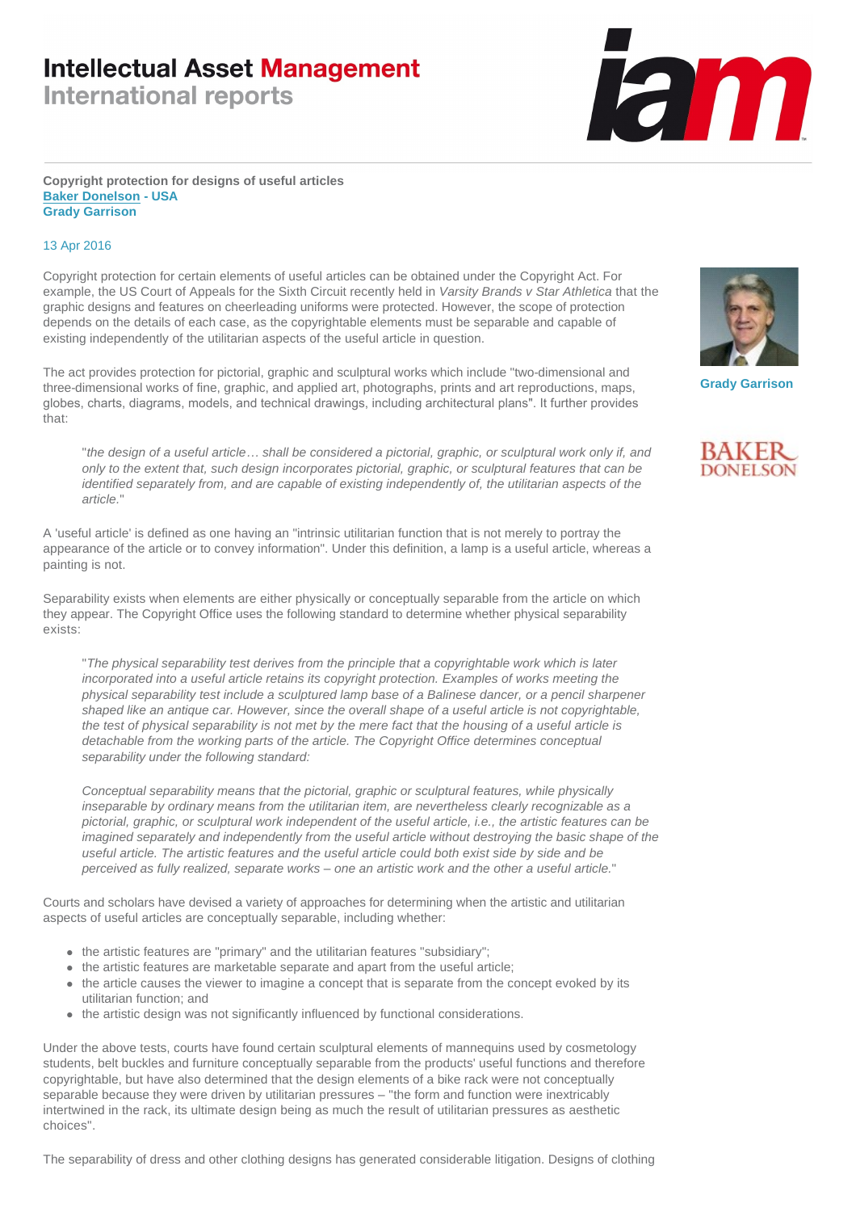# Intellectual Asset Management
## International reports

**Copyright protection for designs of useful articles**
**Baker Donelson - USA**
**Grady Garrison**

13 Apr 2016

Copyright protection for certain elements of useful articles can be obtained under the Copyright Act. For example, the US Court of Appeals for the Sixth Circuit recently held in *Varsity Brands v Star Athletica* that the graphic designs and features on cheerleading uniforms were protected. However, the scope of protection depends on the details of each case, as the copyrightable elements must be separable and capable of existing independently of the utilitarian aspects of the useful article in question.

The act provides protection for pictorial, graphic and sculptural works which include "two-dimensional and three-dimensional works of fine, graphic, and applied art, photographs, prints and art reproductions, maps, globes, charts, diagrams, models, and technical drawings, including architectural plans". It further provides that:

> "*the design of a useful article… shall be considered a pictorial, graphic, or sculptural work only if, and only to the extent that, such design incorporates pictorial, graphic, or sculptural features that can be identified separately from, and are capable of existing independently of, the utilitarian aspects of the article.*"

A 'useful article' is defined as one having an "intrinsic utilitarian function that is not merely to portray the appearance of the article or to convey information". Under this definition, a lamp is a useful article, whereas a painting is not.

Separability exists when elements are either physically or conceptually separable from the article on which they appear. The Copyright Office uses the following standard to determine whether physical separability exists:

> "*The physical separability test derives from the principle that a copyrightable work which is later incorporated into a useful article retains its copyright protection. Examples of works meeting the physical separability test include a sculptured lamp base of a Balinese dancer, or a pencil sharpener shaped like an antique car. However, since the overall shape of a useful article is not copyrightable, the test of physical separability is not met by the mere fact that the housing of a useful article is detachable from the working parts of the article. The Copyright Office determines conceptual separability under the following standard:*
>
> *Conceptual separability means that the pictorial, graphic or sculptural features, while physically inseparable by ordinary means from the utilitarian item, are nevertheless clearly recognizable as a pictorial, graphic, or sculptural work independent of the useful article, i.e., the artistic features can be imagined separately and independently from the useful article without destroying the basic shape of the useful article. The artistic features and the useful article could both exist side by side and be perceived as fully realized, separate works – one an artistic work and the other a useful article.*"

Courts and scholars have devised a variety of approaches for determining when the artistic and utilitarian aspects of useful articles are conceptually separable, including whether:

- the artistic features are "primary" and the utilitarian features "subsidiary";
- the artistic features are marketable separate and apart from the useful article;
- the article causes the viewer to imagine a concept that is separate from the concept evoked by its utilitarian function; and
- the artistic design was not significantly influenced by functional considerations.

Under the above tests, courts have found certain sculptural elements of mannequins used by cosmetology students, belt buckles and furniture conceptually separable from the products' useful functions and therefore copyrightable, but have also determined that the design elements of a bike rack were not conceptually separable because they were driven by utilitarian pressures – "the form and function were inextricably intertwined in the rack, its ultimate design being as much the result of utilitarian pressures as aesthetic choices".

The separability of dress and other clothing designs has generated considerable litigation. Designs of clothing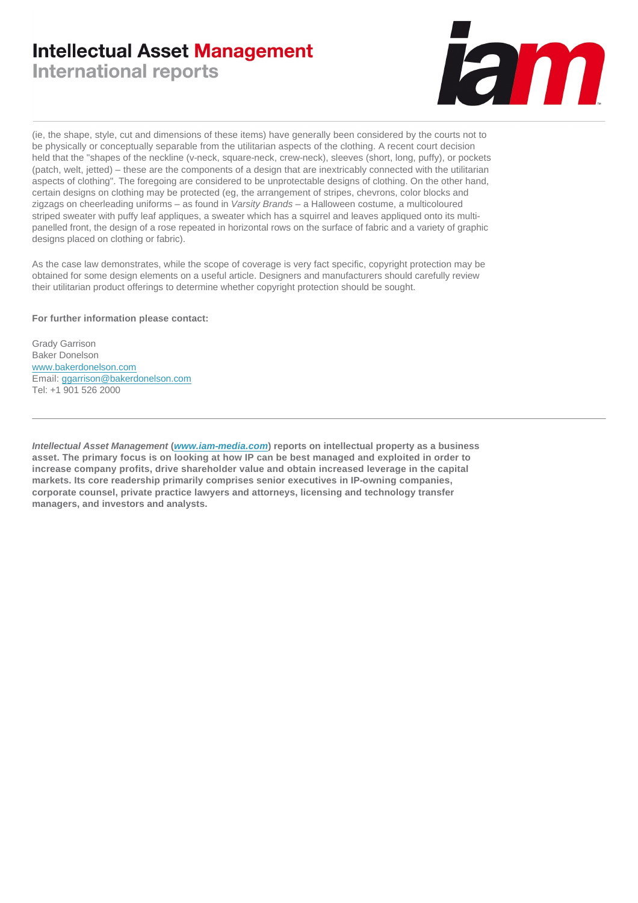(ie, the shape, style, cut and dimensions of these items) have generally been considered by the courts not to be physically or conceptually separable from the utilitarian aspects of the clothing. A recent court decision held that the "shapes of the neckline (v-neck, square-neck, crew-neck), sleeves (short, long, puffy), or pockets (patch, welt, jetted) – these are the components of a design that are inextricably connected with the utilitarian aspects of clothing". The foregoing are considered to be unprotectable designs of clothing. On the other hand, certain designs on clothing may be protected (eg, the arrangement of stripes, chevrons, color blocks and zigzags on cheerleading uniforms – as found in *Varsity Brands* – a Halloween costume, a multicoloured striped sweater with puffy leaf appliques, a sweater which has a squirrel and leaves appliqued onto its multi-panelled front, the design of a rose repeated in horizontal rows on the surface of fabric and a variety of graphic designs placed on clothing or fabric).

As the case law demonstrates, while the scope of coverage is very fact specific, copyright protection may be obtained for some design elements on a useful article. Designers and manufacturers should carefully review their utilitarian product offerings to determine whether copyright protection should be sought.

**For further information please contact:**

Grady Garrison
Baker Donelson
www.bakerdonelson.com
Email: ggarrison@bakerdonelson.com
Tel: +1 901 526 2000

---

***Intellectual Asset Management* (*www.iam-media.com*) reports on intellectual property as a business asset. The primary focus is on looking at how IP can be best managed and exploited in order to increase company profits, drive shareholder value and obtain increased leverage in the capital markets. Its core readership primarily comprises senior executives in IP-owning companies, corporate counsel, private practice lawyers and attorneys, licensing and technology transfer managers, and investors and analysts.**